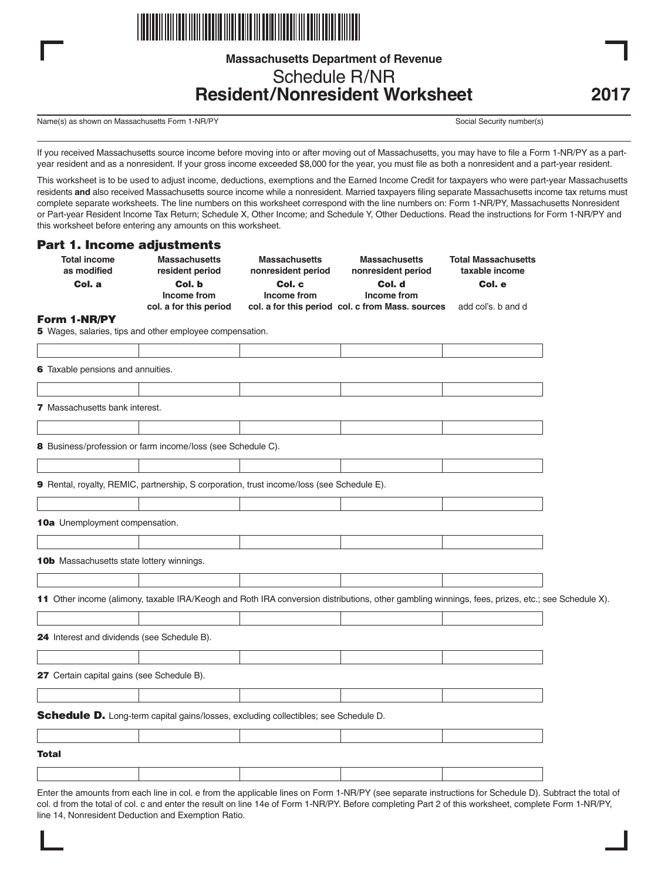Massachusetts Department of Revenue

# Schedule R/NR
# Resident/Nonresident Worksheet

**2017**

Name(s) as shown on Massachusetts Form 1-NR/PY | Social Security number(s)

If you received Massachusetts source income before moving into or after moving out of Massachusetts, you may have to file a Form 1-NR/PY as a part-year resident and as a nonresident. If your gross income exceeded $8,000 for the year, you must file as both a nonresident and a part-year resident.

This worksheet is to be used to adjust income, deductions, exemptions and the Earned Income Credit for taxpayers who were part-year Massachusetts residents **and** also received Massachusetts source income while a nonresident. Married taxpayers filing separate Massachusetts income tax returns must complete separate worksheets. The line numbers on this worksheet correspond with the line numbers on: Form 1-NR/PY, Massachusetts Nonresident or Part-year Resident Income Tax Return; Schedule X, Other Income; and Schedule Y, Other Deductions. Read the instructions for Form 1-NR/PY and this worksheet before entering any amounts on this worksheet.

## Part 1. Income adjustments

| Form 1-NR/PY | Total income as modified **Col. a** | Massachusetts resident period **Col. b** Income from col. a for this period | Massachusetts nonresident period **Col. c** Income from col. a for this period | Massachusetts nonresident period **Col. d** Income from col. c from Mass. sources | Total Massachusetts taxable income **Col. e** add col's. b and d |
|---|---|---|---|---|---|
| **5** Wages, salaries, tips and other employee compensation. | | | | | |
| **6** Taxable pensions and annuities. | | | | | |
| **7** Massachusetts bank interest. | | | | | |
| **8** Business/profession or farm income/loss (see Schedule C). | | | | | |
| **9** Rental, royalty, REMIC, partnership, S corporation, trust income/loss (see Schedule E). | | | | | |
| **10a** Unemployment compensation. | | | | | |
| **10b** Massachusetts state lottery winnings. | | | | | |
| **11** Other income (alimony, taxable IRA/Keogh and Roth IRA conversion distributions, other gambling winnings, fees, prizes, etc.; see Schedule X). | | | | | |
| **24** Interest and dividends (see Schedule B). | | | | | |
| **27** Certain capital gains (see Schedule B). | | | | | |
| **Schedule D.** Long-term capital gains/losses, excluding collectibles; see Schedule D. | | | | | |
| **Total** | | | | | |

Enter the amounts from each line in col. e from the applicable lines on Form 1-NR/PY (see separate instructions for Schedule D). Subtract the total of col. d from the total of col. c and enter the result on line 14e of Form 1-NR/PY. Before completing Part 2 of this worksheet, complete Form 1-NR/PY, line 14, Nonresident Deduction and Exemption Ratio.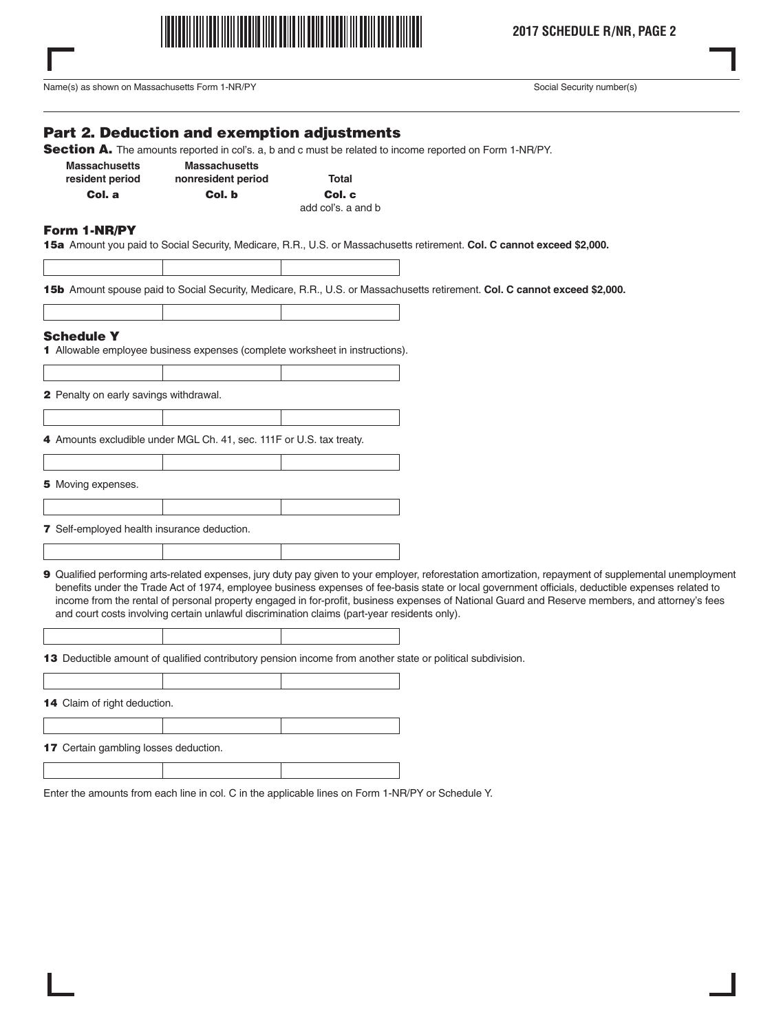Name(s) as shown on Massachusetts Form 1-NR/PY

Social Security number(s)

## Part 2. Deduction and exemption adjustments

**Section A.** The amounts reported in col's. a, b and c must be related to income reported on Form 1-NR/PY.

| Massachusetts resident period Col. a | Massachusetts nonresident period Col. b | Total Col. c add col's. a and b |
|---|---|---|

### Form 1-NR/PY

**15a** Amount you paid to Social Security, Medicare, R.R., U.S. or Massachusetts retirement. **Col. C cannot exceed $2,000.**

| | | |
|---|---|---|

**15b** Amount spouse paid to Social Security, Medicare, R.R., U.S. or Massachusetts retirement. **Col. C cannot exceed $2,000.**

| | | |
|---|---|---|

### Schedule Y

**1** Allowable employee business expenses (complete worksheet in instructions).

| | | |
|---|---|---|

**2** Penalty on early savings withdrawal.

| | | |
|---|---|---|

**4** Amounts excludible under MGL Ch. 41, sec. 111F or U.S. tax treaty.

| | | |
|---|---|---|

**5** Moving expenses.

| | | |
|---|---|---|

**7** Self-employed health insurance deduction.

| | | |
|---|---|---|

**9** Qualified performing arts-related expenses, jury duty pay given to your employer, reforestation amortization, repayment of supplemental unemployment benefits under the Trade Act of 1974, employee business expenses of fee-basis state or local government officials, deductible expenses related to income from the rental of personal property engaged in for-profit, business expenses of National Guard and Reserve members, and attorney's fees and court costs involving certain unlawful discrimination claims (part-year residents only).

| | | |
|---|---|---|

**13** Deductible amount of qualified contributory pension income from another state or political subdivision.

| | | |
|---|---|---|

**14** Claim of right deduction.

| | | |
|---|---|---|

**17** Certain gambling losses deduction.

| | | |
|---|---|---|

Enter the amounts from each line in col. C in the applicable lines on Form 1-NR/PY or Schedule Y.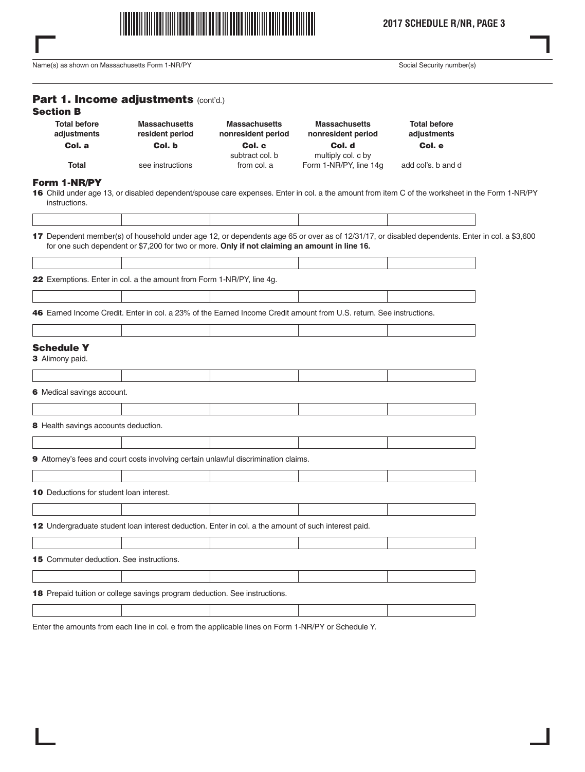Name(s) as shown on Massachusetts Form 1-NR/PY

Social Security number(s)

## Part 1. Income adjustments (cont'd.)

### Section B

| Total before adjustments | Massachusetts resident period | Massachusetts nonresident period | Massachusetts nonresident period | Total before adjustments |
|---|---|---|---|---|
| Col. a | Col. b | Col. c | Col. d | Col. e |
| Total | see instructions | subtract col. b from col. a | multiply col. c by Form 1-NR/PY, line 14g | add col's. b and d |

### Form 1-NR/PY

**16** Child under age 13, or disabled dependent/spouse care expenses. Enter in col. a the amount from item C of the worksheet in the Form 1-NR/PY instructions.

| | | | | |
|---|---|---|---|---|
| | | | | |

**17** Dependent member(s) of household under age 12, or dependents age 65 or over as of 12/31/17, or disabled dependents. Enter in col. a $3,600 for one such dependent or $7,200 for two or more. **Only if not claiming an amount in line 16.**

| | | | | |
|---|---|---|---|---|
| | | | | |

**22** Exemptions. Enter in col. a the amount from Form 1-NR/PY, line 4g.

| | | | | |
|---|---|---|---|---|
| | | | | |

**46** Earned Income Credit. Enter in col. a 23% of the Earned Income Credit amount from U.S. return. See instructions.

| | | | | |
|---|---|---|---|---|
| | | | | |

### Schedule Y

**3** Alimony paid.

| | | | | |
|---|---|---|---|---|
| | | | | |

**6** Medical savings account.

| | | | | |
|---|---|---|---|---|
| | | | | |

**8** Health savings accounts deduction.

| | | | | |
|---|---|---|---|---|
| | | | | |

**9** Attorney's fees and court costs involving certain unlawful discrimination claims.

| | | | | |
|---|---|---|---|---|
| | | | | |

**10** Deductions for student loan interest.

| | | | | |
|---|---|---|---|---|
| | | | | |

**12** Undergraduate student loan interest deduction. Enter in col. a the amount of such interest paid.

| | | | | |
|---|---|---|---|---|
| | | | | |

**15** Commuter deduction. See instructions.

| | | | | |
|---|---|---|---|---|
| | | | | |

**18** Prepaid tuition or college savings program deduction. See instructions.

| | | | | |
|---|---|---|---|---|
| | | | | |

Enter the amounts from each line in col. e from the applicable lines on Form 1-NR/PY or Schedule Y.